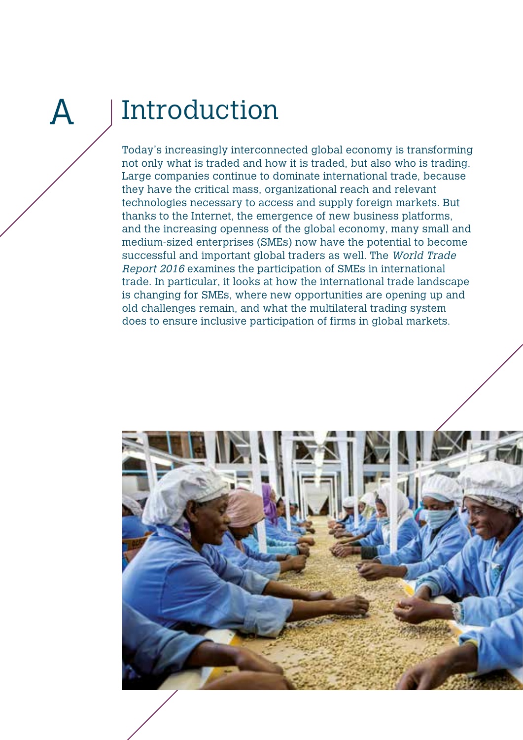# A Introduction

Today's increasingly interconnected global economy is transforming not only what is traded and how it is traded, but also who is trading. Large companies continue to dominate international trade, because they have the critical mass, organizational reach and relevant technologies necessary to access and supply foreign markets. But thanks to the Internet, the emergence of new business platforms, and the increasing openness of the global economy, many small and medium-sized enterprises (SMEs) now have the potential to become successful and important global traders as well. The *World Trade Report 2016* examines the participation of SMEs in international trade. In particular, it looks at how the international trade landscape is changing for SMEs, where new opportunities are opening up and old challenges remain, and what the multilateral trading system does to ensure inclusive participation of firms in global markets.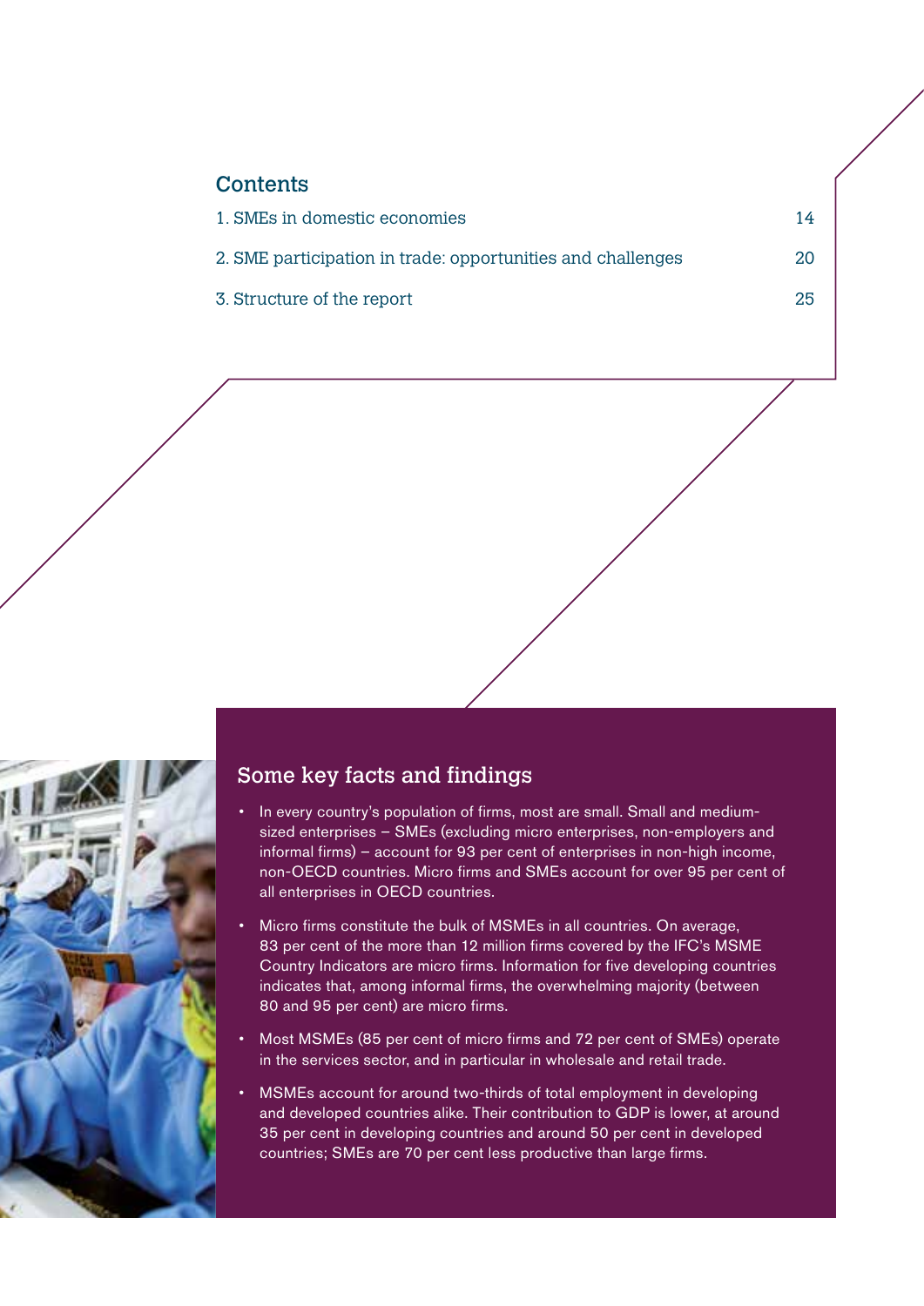## Contents

1. SMEs in domestic economies 14
2. SME participation in trade: opportunities and challenges 20
3. Structure of the report 25

## Some key facts and findings

- In every country's population of firms, most are small. Small and medium-sized enterprises – SMEs (excluding micro enterprises, non-employers and informal firms) – account for 93 per cent of enterprises in non-high income, non-OECD countries. Micro firms and SMEs account for over 95 per cent of all enterprises in OECD countries.
- Micro firms constitute the bulk of MSMEs in all countries. On average, 83 per cent of the more than 12 million firms covered by the IFC's MSME Country Indicators are micro firms. Information for five developing countries indicates that, among informal firms, the overwhelming majority (between 80 and 95 per cent) are micro firms.
- Most MSMEs (85 per cent of micro firms and 72 per cent of SMEs) operate in the services sector, and in particular in wholesale and retail trade.
- MSMEs account for around two-thirds of total employment in developing and developed countries alike. Their contribution to GDP is lower, at around 35 per cent in developing countries and around 50 per cent in developed countries; SMEs are 70 per cent less productive than large firms.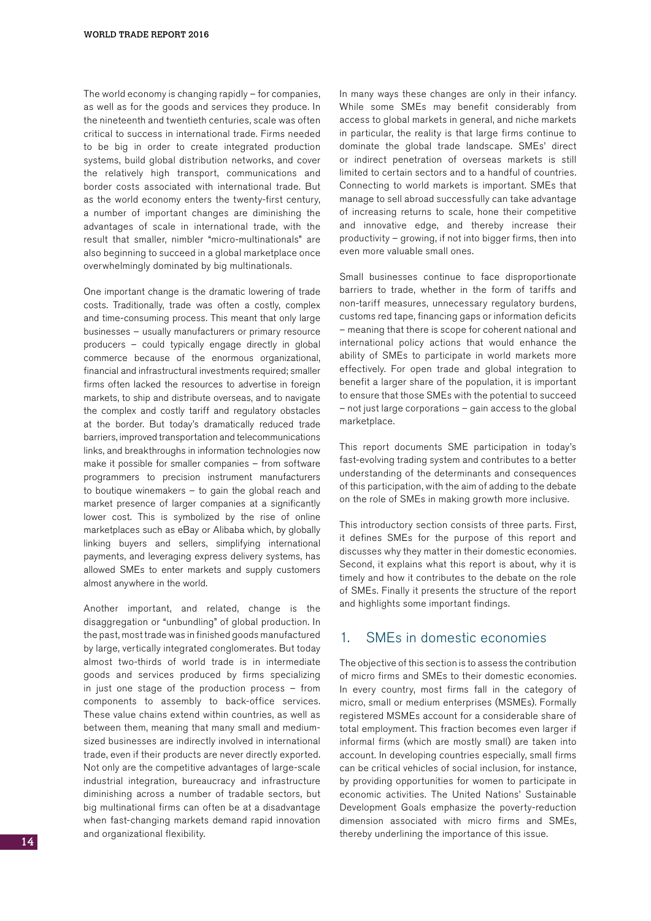The world economy is changing rapidly – for companies, as well as for the goods and services they produce. In the nineteenth and twentieth centuries, scale was often critical to success in international trade. Firms needed to be big in order to create integrated production systems, build global distribution networks, and cover the relatively high transport, communications and border costs associated with international trade. But as the world economy enters the twenty-first century, a number of important changes are diminishing the advantages of scale in international trade, with the result that smaller, nimbler "micro-multinationals" are also beginning to succeed in a global marketplace once overwhelmingly dominated by big multinationals.

One important change is the dramatic lowering of trade costs. Traditionally, trade was often a costly, complex and time-consuming process. This meant that only large businesses – usually manufacturers or primary resource producers – could typically engage directly in global commerce because of the enormous organizational, financial and infrastructural investments required; smaller firms often lacked the resources to advertise in foreign markets, to ship and distribute overseas, and to navigate the complex and costly tariff and regulatory obstacles at the border. But today's dramatically reduced trade barriers, improved transportation and telecommunications links, and breakthroughs in information technologies now make it possible for smaller companies – from software programmers to precision instrument manufacturers to boutique winemakers – to gain the global reach and market presence of larger companies at a significantly lower cost. This is symbolized by the rise of online marketplaces such as eBay or Alibaba which, by globally linking buyers and sellers, simplifying international payments, and leveraging express delivery systems, has allowed SMEs to enter markets and supply customers almost anywhere in the world.

Another important, and related, change is the disaggregation or "unbundling" of global production. In the past, most trade was in finished goods manufactured by large, vertically integrated conglomerates. But today almost two-thirds of world trade is in intermediate goods and services produced by firms specializing in just one stage of the production process – from components to assembly to back-office services. These value chains extend within countries, as well as between them, meaning that many small and medium-sized businesses are indirectly involved in international trade, even if their products are never directly exported. Not only are the competitive advantages of large-scale industrial integration, bureaucracy and infrastructure diminishing across a number of tradable sectors, but big multinational firms can often be at a disadvantage when fast-changing markets demand rapid innovation and organizational flexibility.

In many ways these changes are only in their infancy. While some SMEs may benefit considerably from access to global markets in general, and niche markets in particular, the reality is that large firms continue to dominate the global trade landscape. SMEs' direct or indirect penetration of overseas markets is still limited to certain sectors and to a handful of countries. Connecting to world markets is important. SMEs that manage to sell abroad successfully can take advantage of increasing returns to scale, hone their competitive and innovative edge, and thereby increase their productivity – growing, if not into bigger firms, then into even more valuable small ones.

Small businesses continue to face disproportionate barriers to trade, whether in the form of tariffs and non-tariff measures, unnecessary regulatory burdens, customs red tape, financing gaps or information deficits – meaning that there is scope for coherent national and international policy actions that would enhance the ability of SMEs to participate in world markets more effectively. For open trade and global integration to benefit a larger share of the population, it is important to ensure that those SMEs with the potential to succeed – not just large corporations – gain access to the global marketplace.

This report documents SME participation in today's fast-evolving trading system and contributes to a better understanding of the determinants and consequences of this participation, with the aim of adding to the debate on the role of SMEs in making growth more inclusive.

This introductory section consists of three parts. First, it defines SMEs for the purpose of this report and discusses why they matter in their domestic economies. Second, it explains what this report is about, why it is timely and how it contributes to the debate on the role of SMEs. Finally it presents the structure of the report and highlights some important findings.

## 1. SMEs in domestic economies

The objective of this section is to assess the contribution of micro firms and SMEs to their domestic economies. In every country, most firms fall in the category of micro, small or medium enterprises (MSMEs). Formally registered MSMEs account for a considerable share of total employment. This fraction becomes even larger if informal firms (which are mostly small) are taken into account. In developing countries especially, small firms can be critical vehicles of social inclusion, for instance, by providing opportunities for women to participate in economic activities. The United Nations' Sustainable Development Goals emphasize the poverty-reduction dimension associated with micro firms and SMEs, thereby underlining the importance of this issue.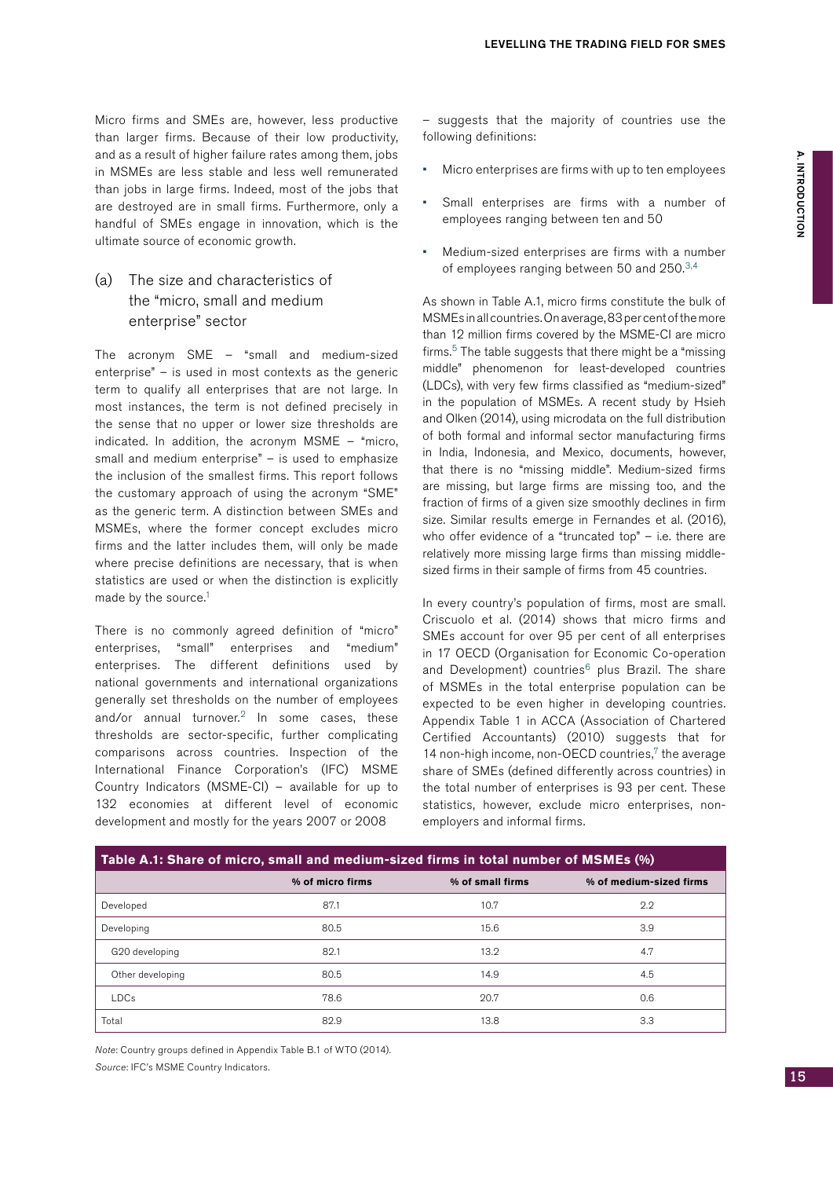Micro firms and SMEs are, however, less productive than larger firms. Because of their low productivity, and as a result of higher failure rates among them, jobs in MSMEs are less stable and less well remunerated than jobs in large firms. Indeed, most of the jobs that are destroyed are in small firms. Furthermore, only a handful of SMEs engage in innovation, which is the ultimate source of economic growth.

### (a) The size and characteristics of the "micro, small and medium enterprise" sector

The acronym SME – "small and medium-sized enterprise" – is used in most contexts as the generic term to qualify all enterprises that are not large. In most instances, the term is not defined precisely in the sense that no upper or lower size thresholds are indicated. In addition, the acronym MSME – "micro, small and medium enterprise" – is used to emphasize the inclusion of the smallest firms. This report follows the customary approach of using the acronym "SME" as the generic term. A distinction between SMEs and MSMEs, where the former concept excludes micro firms and the latter includes them, will only be made where precise definitions are necessary, that is when statistics are used or when the distinction is explicitly made by the source.[1]

There is no commonly agreed definition of "micro" enterprises, "small" enterprises and "medium" enterprises. The different definitions used by national governments and international organizations generally set thresholds on the number of employees and/or annual turnover.[2] In some cases, these thresholds are sector-specific, further complicating comparisons across countries. Inspection of the International Finance Corporation's (IFC) MSME Country Indicators (MSME-CI) – available for up to 132 economies at different level of economic development and mostly for the years 2007 or 2008 – suggests that the majority of countries use the following definitions:

- Micro enterprises are firms with up to ten employees
- Small enterprises are firms with a number of employees ranging between ten and 50
- Medium-sized enterprises are firms with a number of employees ranging between 50 and 250.[3,4]

As shown in Table A.1, micro firms constitute the bulk of MSMEs in all countries. On average, 83 per cent of the more than 12 million firms covered by the MSME-CI are micro firms.[5] The table suggests that there might be a "missing middle" phenomenon for least-developed countries (LDCs), with very few firms classified as "medium-sized" in the population of MSMEs. A recent study by Hsieh and Olken (2014), using microdata on the full distribution of both formal and informal sector manufacturing firms in India, Indonesia, and Mexico, documents, however, that there is no "missing middle". Medium-sized firms are missing, but large firms are missing too, and the fraction of firms of a given size smoothly declines in firm size. Similar results emerge in Fernandes et al. (2016), who offer evidence of a "truncated top" – i.e. there are relatively more missing large firms than missing middle-sized firms in their sample of firms from 45 countries.

In every country's population of firms, most are small. Criscuolo et al. (2014) shows that micro firms and SMEs account for over 95 per cent of all enterprises in 17 OECD (Organisation for Economic Co-operation and Development) countries[6] plus Brazil. The share of MSMEs in the total enterprise population can be expected to be even higher in developing countries. Appendix Table 1 in ACCA (Association of Chartered Certified Accountants) (2010) suggests that for 14 non-high income, non-OECD countries,[7] the average share of SMEs (defined differently across countries) in the total number of enterprises is 93 per cent. These statistics, however, exclude micro enterprises, non-employers and informal firms.

**Table A.1: Share of micro, small and medium-sized firms in total number of MSMEs (%)**

| | % of micro firms | % of small firms | % of medium-sized firms |
|---|---|---|---|
| Developed | 87.1 | 10.7 | 2.2 |
| Developing | 80.5 | 15.6 | 3.9 |
| G20 developing | 82.1 | 13.2 | 4.7 |
| Other developing | 80.5 | 14.9 | 4.5 |
| LDCs | 78.6 | 20.7 | 0.6 |
| Total | 82.9 | 13.8 | 3.3 |

*Note*: Country groups defined in Appendix Table B.1 of WTO (2014).

*Source*: IFC's MSME Country Indicators.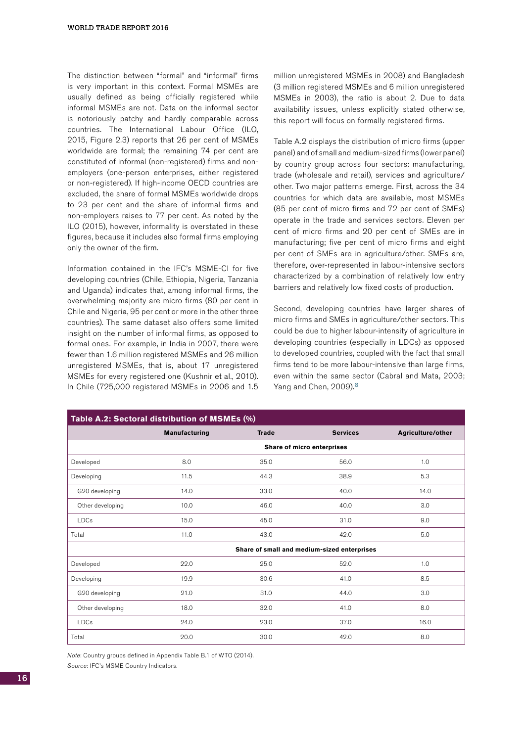The distinction between "formal" and "informal" firms is very important in this context. Formal MSMEs are usually defined as being officially registered while informal MSMEs are not. Data on the informal sector is notoriously patchy and hardly comparable across countries. The International Labour Office (ILO, 2015, Figure 2.3) reports that 26 per cent of MSMEs worldwide are formal; the remaining 74 per cent are constituted of informal (non-registered) firms and non-employers (one-person enterprises, either registered or non-registered). If high-income OECD countries are excluded, the share of formal MSMEs worldwide drops to 23 per cent and the share of informal firms and non-employers raises to 77 per cent. As noted by the ILO (2015), however, informality is overstated in these figures, because it includes also formal firms employing only the owner of the firm.

Information contained in the IFC's MSME-CI for five developing countries (Chile, Ethiopia, Nigeria, Tanzania and Uganda) indicates that, among informal firms, the overwhelming majority are micro firms (80 per cent in Chile and Nigeria, 95 per cent or more in the other three countries). The same dataset also offers some limited insight on the number of informal firms, as opposed to formal ones. For example, in India in 2007, there were fewer than 1.6 million registered MSMEs and 26 million unregistered MSMEs, that is, about 17 unregistered MSMEs for every registered one (Kushnir et al., 2010). In Chile (725,000 registered MSMEs in 2006 and 1.5 million unregistered MSMEs in 2008) and Bangladesh (3 million registered MSMEs and 6 million unregistered MSMEs in 2003), the ratio is about 2. Due to data availability issues, unless explicitly stated otherwise, this report will focus on formally registered firms.

Table A.2 displays the distribution of micro firms (upper panel) and of small and medium-sized firms (lower panel) by country group across four sectors: manufacturing, trade (wholesale and retail), services and agriculture/other. Two major patterns emerge. First, across the 34 countries for which data are available, most MSMEs (85 per cent of micro firms and 72 per cent of SMEs) operate in the trade and services sectors. Eleven per cent of micro firms and 20 per cent of SMEs are in manufacturing; five per cent of micro firms and eight per cent of SMEs are in agriculture/other. SMEs are, therefore, over-represented in labour-intensive sectors characterized by a combination of relatively low entry barriers and relatively low fixed costs of production.

Second, developing countries have larger shares of micro firms and SMEs in agriculture/other sectors. This could be due to higher labour-intensity of agriculture in developing countries (especially in LDCs) as opposed to developed countries, coupled with the fact that small firms tend to be more labour-intensive than large firms, even within the same sector (Cabral and Mata, 2003; Yang and Chen, 2009).[8]

**Table A.2: Sectoral distribution of MSMEs (%)**

| | Manufacturing | Trade | Services | Agriculture/other |
|---|---|---|---|---|
| | **Share of micro enterprises** | | | |
| Developed | 8.0 | 35.0 | 56.0 | 1.0 |
| Developing | 11.5 | 44.3 | 38.9 | 5.3 |
| G20 developing | 14.0 | 33.0 | 40.0 | 14.0 |
| Other developing | 10.0 | 46.0 | 40.0 | 3.0 |
| LDCs | 15.0 | 45.0 | 31.0 | 9.0 |
| Total | 11.0 | 43.0 | 42.0 | 5.0 |
| | **Share of small and medium-sized enterprises** | | | |
| Developed | 22.0 | 25.0 | 52.0 | 1.0 |
| Developing | 19.9 | 30.6 | 41.0 | 8.5 |
| G20 developing | 21.0 | 31.0 | 44.0 | 3.0 |
| Other developing | 18.0 | 32.0 | 41.0 | 8.0 |
| LDCs | 24.0 | 23.0 | 37.0 | 16.0 |
| Total | 20.0 | 30.0 | 42.0 | 8.0 |

*Note*: Country groups defined in Appendix Table B.1 of WTO (2014).

*Source*: IFC's MSME Country Indicators.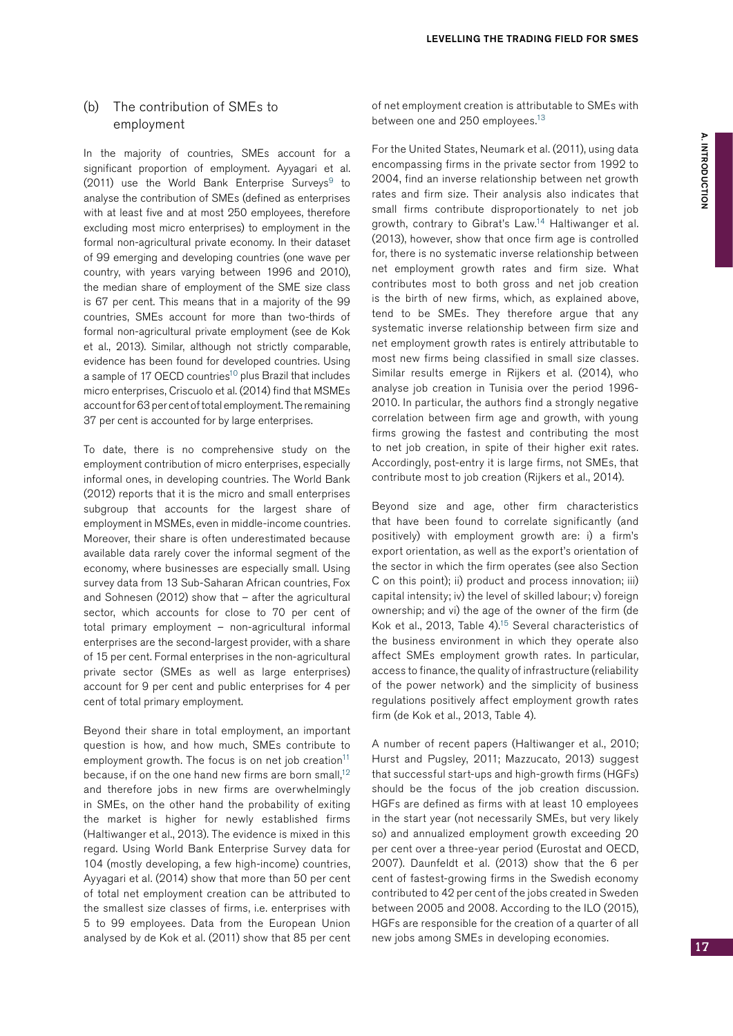### (b) The contribution of SMEs to employment

In the majority of countries, SMEs account for a significant proportion of employment. Ayyagari et al. (2011) use the World Bank Enterprise Surveys[9] to analyse the contribution of SMEs (defined as enterprises with at least five and at most 250 employees, therefore excluding most micro enterprises) to employment in the formal non-agricultural private economy. In their dataset of 99 emerging and developing countries (one wave per country, with years varying between 1996 and 2010), the median share of employment of the SME size class is 67 per cent. This means that in a majority of the 99 countries, SMEs account for more than two-thirds of formal non-agricultural private employment (see de Kok et al., 2013). Similar, although not strictly comparable, evidence has been found for developed countries. Using a sample of 17 OECD countries[10] plus Brazil that includes micro enterprises, Criscuolo et al. (2014) find that MSMEs account for 63 per cent of total employment. The remaining 37 per cent is accounted for by large enterprises.

To date, there is no comprehensive study on the employment contribution of micro enterprises, especially informal ones, in developing countries. The World Bank (2012) reports that it is the micro and small enterprises subgroup that accounts for the largest share of employment in MSMEs, even in middle-income countries. Moreover, their share is often underestimated because available data rarely cover the informal segment of the economy, where businesses are especially small. Using survey data from 13 Sub-Saharan African countries, Fox and Sohnesen (2012) show that – after the agricultural sector, which accounts for close to 70 per cent of total primary employment – non-agricultural informal enterprises are the second-largest provider, with a share of 15 per cent. Formal enterprises in the non-agricultural private sector (SMEs as well as large enterprises) account for 9 per cent and public enterprises for 4 per cent of total primary employment.

Beyond their share in total employment, an important question is how, and how much, SMEs contribute to employment growth. The focus is on net job creation[11] because, if on the one hand new firms are born small,[12] and therefore jobs in new firms are overwhelmingly in SMEs, on the other hand the probability of exiting the market is higher for newly established firms (Haltiwanger et al., 2013). The evidence is mixed in this regard. Using World Bank Enterprise Survey data for 104 (mostly developing, a few high-income) countries, Ayyagari et al. (2014) show that more than 50 per cent of total net employment creation can be attributed to the smallest size classes of firms, i.e. enterprises with 5 to 99 employees. Data from the European Union analysed by de Kok et al. (2011) show that 85 per cent of net employment creation is attributable to SMEs with between one and 250 employees.[13]

For the United States, Neumark et al. (2011), using data encompassing firms in the private sector from 1992 to 2004, find an inverse relationship between net growth rates and firm size. Their analysis also indicates that small firms contribute disproportionately to net job growth, contrary to Gibrat's Law.[14] Haltiwanger et al. (2013), however, show that once firm age is controlled for, there is no systematic inverse relationship between net employment growth rates and firm size. What contributes most to both gross and net job creation is the birth of new firms, which, as explained above, tend to be SMEs. They therefore argue that any systematic inverse relationship between firm size and net employment growth rates is entirely attributable to most new firms being classified in small size classes. Similar results emerge in Rijkers et al. (2014), who analyse job creation in Tunisia over the period 1996-2010. In particular, the authors find a strongly negative correlation between firm age and growth, with young firms growing the fastest and contributing the most to net job creation, in spite of their higher exit rates. Accordingly, post-entry it is large firms, not SMEs, that contribute most to job creation (Rijkers et al., 2014).

Beyond size and age, other firm characteristics that have been found to correlate significantly (and positively) with employment growth are: i) a firm's export orientation, as well as the export's orientation of the sector in which the firm operates (see also Section C on this point); ii) product and process innovation; iii) capital intensity; iv) the level of skilled labour; v) foreign ownership; and vi) the age of the owner of the firm (de Kok et al., 2013, Table 4).[15] Several characteristics of the business environment in which they operate also affect SMEs employment growth rates. In particular, access to finance, the quality of infrastructure (reliability of the power network) and the simplicity of business regulations positively affect employment growth rates firm (de Kok et al., 2013, Table 4).

A number of recent papers (Haltiwanger et al., 2010; Hurst and Pugsley, 2011; Mazzucato, 2013) suggest that successful start-ups and high-growth firms (HGFs) should be the focus of the job creation discussion. HGFs are defined as firms with at least 10 employees in the start year (not necessarily SMEs, but very likely so) and annualized employment growth exceeding 20 per cent over a three-year period (Eurostat and OECD, 2007). Daunfeldt et al. (2013) show that the 6 per cent of fastest-growing firms in the Swedish economy contributed to 42 per cent of the jobs created in Sweden between 2005 and 2008. According to the ILO (2015), HGFs are responsible for the creation of a quarter of all new jobs among SMEs in developing economies.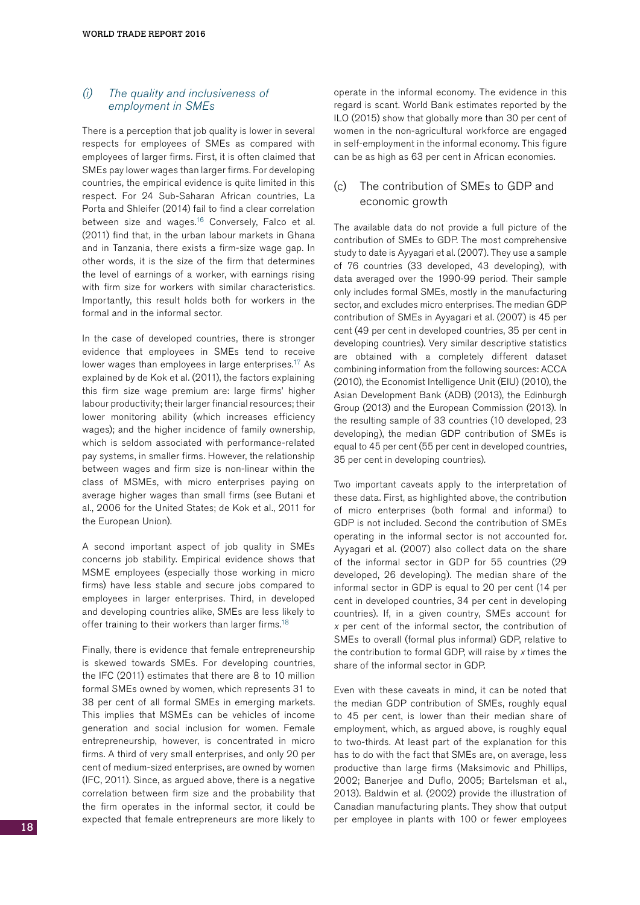### (i) The quality and inclusiveness of employment in SMEs

There is a perception that job quality is lower in several respects for employees of SMEs as compared with employees of larger firms. First, it is often claimed that SMEs pay lower wages than larger firms. For developing countries, the empirical evidence is quite limited in this respect. For 24 Sub-Saharan African countries, La Porta and Shleifer (2014) fail to find a clear correlation between size and wages.[16] Conversely, Falco et al. (2011) find that, in the urban labour markets in Ghana and in Tanzania, there exists a firm-size wage gap. In other words, it is the size of the firm that determines the level of earnings of a worker, with earnings rising with firm size for workers with similar characteristics. Importantly, this result holds both for workers in the formal and in the informal sector.

In the case of developed countries, there is stronger evidence that employees in SMEs tend to receive lower wages than employees in large enterprises.[17] As explained by de Kok et al. (2011), the factors explaining this firm size wage premium are: large firms' higher labour productivity; their larger financial resources; their lower monitoring ability (which increases efficiency wages); and the higher incidence of family ownership, which is seldom associated with performance-related pay systems, in smaller firms. However, the relationship between wages and firm size is non-linear within the class of MSMEs, with micro enterprises paying on average higher wages than small firms (see Butani et al., 2006 for the United States; de Kok et al., 2011 for the European Union).

A second important aspect of job quality in SMEs concerns job stability. Empirical evidence shows that MSME employees (especially those working in micro firms) have less stable and secure jobs compared to employees in larger enterprises. Third, in developed and developing countries alike, SMEs are less likely to offer training to their workers than larger firms.[18]

Finally, there is evidence that female entrepreneurship is skewed towards SMEs. For developing countries, the IFC (2011) estimates that there are 8 to 10 million formal SMEs owned by women, which represents 31 to 38 per cent of all formal SMEs in emerging markets. This implies that MSMEs can be vehicles of income generation and social inclusion for women. Female entrepreneurship, however, is concentrated in micro firms. A third of very small enterprises, and only 20 per cent of medium-sized enterprises, are owned by women (IFC, 2011). Since, as argued above, there is a negative correlation between firm size and the probability that the firm operates in the informal sector, it could be expected that female entrepreneurs are more likely to operate in the informal economy. The evidence in this regard is scant. World Bank estimates reported by the ILO (2015) show that globally more than 30 per cent of women in the non-agricultural workforce are engaged in self-employment in the informal economy. This figure can be as high as 63 per cent in African economies.

## (c) The contribution of SMEs to GDP and economic growth

The available data do not provide a full picture of the contribution of SMEs to GDP. The most comprehensive study to date is Ayyagari et al. (2007). They use a sample of 76 countries (33 developed, 43 developing), with data averaged over the 1990-99 period. Their sample only includes formal SMEs, mostly in the manufacturing sector, and excludes micro enterprises. The median GDP contribution of SMEs in Ayyagari et al. (2007) is 45 per cent (49 per cent in developed countries, 35 per cent in developing countries). Very similar descriptive statistics are obtained with a completely different dataset combining information from the following sources: ACCA (2010), the Economist Intelligence Unit (EIU) (2010), the Asian Development Bank (ADB) (2013), the Edinburgh Group (2013) and the European Commission (2013). In the resulting sample of 33 countries (10 developed, 23 developing), the median GDP contribution of SMEs is equal to 45 per cent (55 per cent in developed countries, 35 per cent in developing countries).

Two important caveats apply to the interpretation of these data. First, as highlighted above, the contribution of micro enterprises (both formal and informal) to GDP is not included. Second the contribution of SMEs operating in the informal sector is not accounted for. Ayyagari et al. (2007) also collect data on the share of the informal sector in GDP for 55 countries (29 developed, 26 developing). The median share of the informal sector in GDP is equal to 20 per cent (14 per cent in developed countries, 34 per cent in developing countries). If, in a given country, SMEs account for $x$ per cent of the informal sector, the contribution of SMEs to overall (formal plus informal) GDP, relative to the contribution to formal GDP, will raise by $x$ times the share of the informal sector in GDP.

Even with these caveats in mind, it can be noted that the median GDP contribution of SMEs, roughly equal to 45 per cent, is lower than their median share of employment, which, as argued above, is roughly equal to two-thirds. At least part of the explanation for this has to do with the fact that SMEs are, on average, less productive than large firms (Maksimovic and Phillips, 2002; Banerjee and Duflo, 2005; Bartelsman et al., 2013). Baldwin et al. (2002) provide the illustration of Canadian manufacturing plants. They show that output per employee in plants with 100 or fewer employees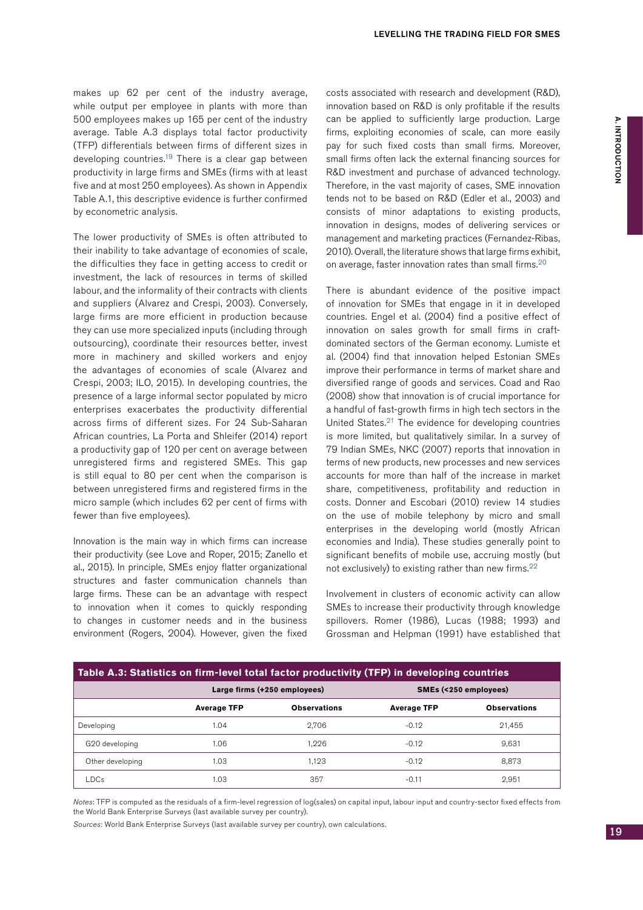makes up 62 per cent of the industry average, while output per employee in plants with more than 500 employees makes up 165 per cent of the industry average. Table A.3 displays total factor productivity (TFP) differentials between firms of different sizes in developing countries.[19] There is a clear gap between productivity in large firms and SMEs (firms with at least five and at most 250 employees). As shown in Appendix Table A.1, this descriptive evidence is further confirmed by econometric analysis.

The lower productivity of SMEs is often attributed to their inability to take advantage of economies of scale, the difficulties they face in getting access to credit or investment, the lack of resources in terms of skilled labour, and the informality of their contracts with clients and suppliers (Alvarez and Crespi, 2003). Conversely, large firms are more efficient in production because they can use more specialized inputs (including through outsourcing), coordinate their resources better, invest more in machinery and skilled workers and enjoy the advantages of economies of scale (Alvarez and Crespi, 2003; ILO, 2015). In developing countries, the presence of a large informal sector populated by micro enterprises exacerbates the productivity differential across firms of different sizes. For 24 Sub-Saharan African countries, La Porta and Shleifer (2014) report a productivity gap of 120 per cent on average between unregistered firms and registered SMEs. This gap is still equal to 80 per cent when the comparison is between unregistered firms and registered firms in the micro sample (which includes 62 per cent of firms with fewer than five employees).

Innovation is the main way in which firms can increase their productivity (see Love and Roper, 2015; Zanello et al., 2015). In principle, SMEs enjoy flatter organizational structures and faster communication channels than large firms. These can be an advantage with respect to innovation when it comes to quickly responding to changes in customer needs and in the business environment (Rogers, 2004). However, given the fixed costs associated with research and development (R&D), innovation based on R&D is only profitable if the results can be applied to sufficiently large production. Large firms, exploiting economies of scale, can more easily pay for such fixed costs than small firms. Moreover, small firms often lack the external financing sources for R&D investment and purchase of advanced technology. Therefore, in the vast majority of cases, SME innovation tends not to be based on R&D (Edler et al., 2003) and consists of minor adaptations to existing products, innovation in designs, modes of delivering services or management and marketing practices (Fernandez-Ribas, 2010). Overall, the literature shows that large firms exhibit, on average, faster innovation rates than small firms.[20]

There is abundant evidence of the positive impact of innovation for SMEs that engage in it in developed countries. Engel et al. (2004) find a positive effect of innovation on sales growth for small firms in craft-dominated sectors of the German economy. Lumiste et al. (2004) find that innovation helped Estonian SMEs improve their performance in terms of market share and diversified range of goods and services. Coad and Rao (2008) show that innovation is of crucial importance for a handful of fast-growth firms in high tech sectors in the United States.[21] The evidence for developing countries is more limited, but qualitatively similar. In a survey of 79 Indian SMEs, NKC (2007) reports that innovation in terms of new products, new processes and new services accounts for more than half of the increase in market share, competitiveness, profitability and reduction in costs. Donner and Escobari (2010) review 14 studies on the use of mobile telephony by micro and small enterprises in the developing world (mostly African economies and India). These studies generally point to significant benefits of mobile use, accruing mostly (but not exclusively) to existing rather than new firms.[22]

Involvement in clusters of economic activity can allow SMEs to increase their productivity through knowledge spillovers. Romer (1986), Lucas (1988; 1993) and Grossman and Helpman (1991) have established that

**Table A.3: Statistics on firm-level total factor productivity (TFP) in developing countries**

| | Large firms (+250 employees) | | SMEs (<250 employees) | |
|---|---|---|---|---|
| | **Average TFP** | **Observations** | **Average TFP** | **Observations** |
| Developing | 1.04 | 2,706 | -0.12 | 21,455 |
| G20 developing | 1.06 | 1,226 | -0.12 | 9,631 |
| Other developing | 1.03 | 1,123 | -0.12 | 8,873 |
| LDCs | 1.03 | 357 | -0.11 | 2,951 |

*Notes*: TFP is computed as the residuals of a firm-level regression of log(sales) on capital input, labour input and country-sector fixed effects from the World Bank Enterprise Surveys (last available survey per country).

*Sources*: World Bank Enterprise Surveys (last available survey per country), own calculations.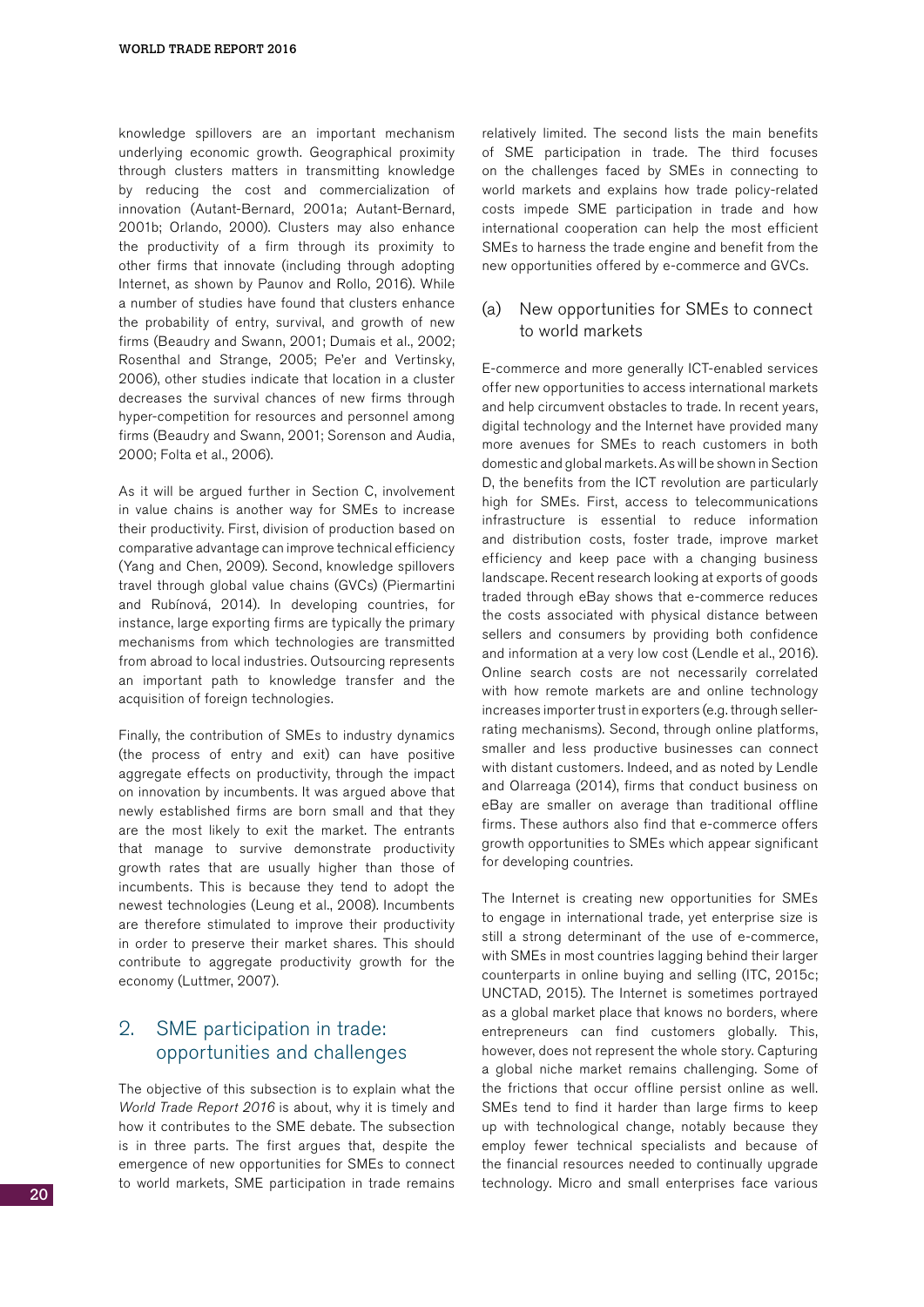knowledge spillovers are an important mechanism underlying economic growth. Geographical proximity through clusters matters in transmitting knowledge by reducing the cost and commercialization of innovation (Autant-Bernard, 2001a; Autant-Bernard, 2001b; Orlando, 2000). Clusters may also enhance the productivity of a firm through its proximity to other firms that innovate (including through adopting Internet, as shown by Paunov and Rollo, 2016). While a number of studies have found that clusters enhance the probability of entry, survival, and growth of new firms (Beaudry and Swann, 2001; Dumais et al., 2002; Rosenthal and Strange, 2005; Pe'er and Vertinsky, 2006), other studies indicate that location in a cluster decreases the survival chances of new firms through hyper-competition for resources and personnel among firms (Beaudry and Swann, 2001; Sorenson and Audia, 2000; Folta et al., 2006).

As it will be argued further in Section C, involvement in value chains is another way for SMEs to increase their productivity. First, division of production based on comparative advantage can improve technical efficiency (Yang and Chen, 2009). Second, knowledge spillovers travel through global value chains (GVCs) (Piermartini and Rubínová, 2014). In developing countries, for instance, large exporting firms are typically the primary mechanisms from which technologies are transmitted from abroad to local industries. Outsourcing represents an important path to knowledge transfer and the acquisition of foreign technologies.

Finally, the contribution of SMEs to industry dynamics (the process of entry and exit) can have positive aggregate effects on productivity, through the impact on innovation by incumbents. It was argued above that newly established firms are born small and that they are the most likely to exit the market. The entrants that manage to survive demonstrate productivity growth rates that are usually higher than those of incumbents. This is because they tend to adopt the newest technologies (Leung et al., 2008). Incumbents are therefore stimulated to improve their productivity in order to preserve their market shares. This should contribute to aggregate productivity growth for the economy (Luttmer, 2007).

## 2. SME participation in trade: opportunities and challenges

The objective of this subsection is to explain what the *World Trade Report 2016* is about, why it is timely and how it contributes to the SME debate. The subsection is in three parts. The first argues that, despite the emergence of new opportunities for SMEs to connect to world markets, SME participation in trade remains relatively limited. The second lists the main benefits of SME participation in trade. The third focuses on the challenges faced by SMEs in connecting to world markets and explains how trade policy-related costs impede SME participation in trade and how international cooperation can help the most efficient SMEs to harness the trade engine and benefit from the new opportunities offered by e-commerce and GVCs.

### (a) New opportunities for SMEs to connect to world markets

E-commerce and more generally ICT-enabled services offer new opportunities to access international markets and help circumvent obstacles to trade. In recent years, digital technology and the Internet have provided many more avenues for SMEs to reach customers in both domestic and global markets. As will be shown in Section D, the benefits from the ICT revolution are particularly high for SMEs. First, access to telecommunications infrastructure is essential to reduce information and distribution costs, foster trade, improve market efficiency and keep pace with a changing business landscape. Recent research looking at exports of goods traded through eBay shows that e-commerce reduces the costs associated with physical distance between sellers and consumers by providing both confidence and information at a very low cost (Lendle et al., 2016). Online search costs are not necessarily correlated with how remote markets are and online technology increases importer trust in exporters (e.g. through seller-rating mechanisms). Second, through online platforms, smaller and less productive businesses can connect with distant customers. Indeed, and as noted by Lendle and Olarreaga (2014), firms that conduct business on eBay are smaller on average than traditional offline firms. These authors also find that e-commerce offers growth opportunities to SMEs which appear significant for developing countries.

The Internet is creating new opportunities for SMEs to engage in international trade, yet enterprise size is still a strong determinant of the use of e-commerce, with SMEs in most countries lagging behind their larger counterparts in online buying and selling (ITC, 2015c; UNCTAD, 2015). The Internet is sometimes portrayed as a global market place that knows no borders, where entrepreneurs can find customers globally. This, however, does not represent the whole story. Capturing a global niche market remains challenging. Some of the frictions that occur offline persist online as well. SMEs tend to find it harder than large firms to keep up with technological change, notably because they employ fewer technical specialists and because of the financial resources needed to continually upgrade technology. Micro and small enterprises face various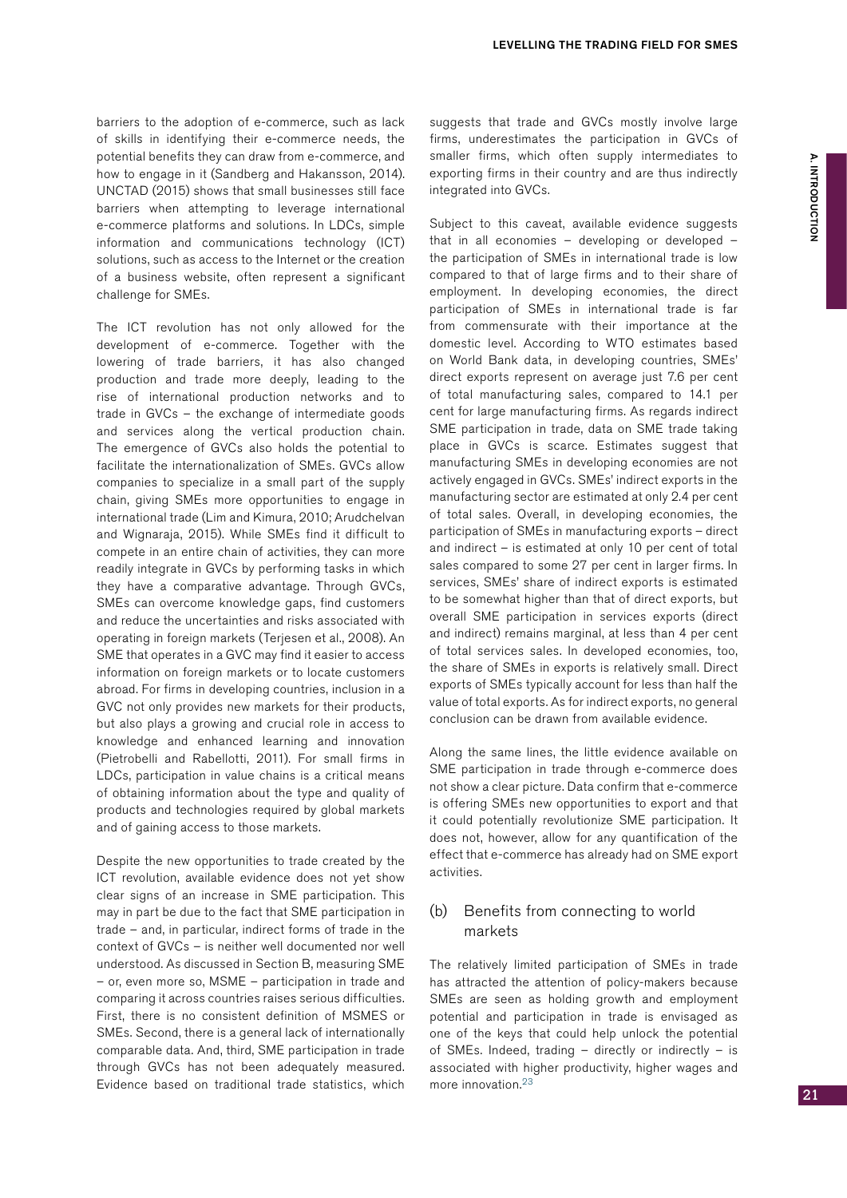barriers to the adoption of e-commerce, such as lack of skills in identifying their e-commerce needs, the potential benefits they can draw from e-commerce, and how to engage in it (Sandberg and Hakansson, 2014). UNCTAD (2015) shows that small businesses still face barriers when attempting to leverage international e-commerce platforms and solutions. In LDCs, simple information and communications technology (ICT) solutions, such as access to the Internet or the creation of a business website, often represent a significant challenge for SMEs.

The ICT revolution has not only allowed for the development of e-commerce. Together with the lowering of trade barriers, it has also changed production and trade more deeply, leading to the rise of international production networks and to trade in GVCs – the exchange of intermediate goods and services along the vertical production chain. The emergence of GVCs also holds the potential to facilitate the internationalization of SMEs. GVCs allow companies to specialize in a small part of the supply chain, giving SMEs more opportunities to engage in international trade (Lim and Kimura, 2010; Arudchelvan and Wignaraja, 2015). While SMEs find it difficult to compete in an entire chain of activities, they can more readily integrate in GVCs by performing tasks in which they have a comparative advantage. Through GVCs, SMEs can overcome knowledge gaps, find customers and reduce the uncertainties and risks associated with operating in foreign markets (Terjesen et al., 2008). An SME that operates in a GVC may find it easier to access information on foreign markets or to locate customers abroad. For firms in developing countries, inclusion in a GVC not only provides new markets for their products, but also plays a growing and crucial role in access to knowledge and enhanced learning and innovation (Pietrobelli and Rabellotti, 2011). For small firms in LDCs, participation in value chains is a critical means of obtaining information about the type and quality of products and technologies required by global markets and of gaining access to those markets.

Despite the new opportunities to trade created by the ICT revolution, available evidence does not yet show clear signs of an increase in SME participation. This may in part be due to the fact that SME participation in trade – and, in particular, indirect forms of trade in the context of GVCs – is neither well documented nor well understood. As discussed in Section B, measuring SME – or, even more so, MSME – participation in trade and comparing it across countries raises serious difficulties. First, there is no consistent definition of MSMES or SMEs. Second, there is a general lack of internationally comparable data. And, third, SME participation in trade through GVCs has not been adequately measured. Evidence based on traditional trade statistics, which suggests that trade and GVCs mostly involve large firms, underestimates the participation in GVCs of smaller firms, which often supply intermediates to exporting firms in their country and are thus indirectly integrated into GVCs.

Subject to this caveat, available evidence suggests that in all economies – developing or developed – the participation of SMEs in international trade is low compared to that of large firms and to their share of employment. In developing economies, the direct participation of SMEs in international trade is far from commensurate with their importance at the domestic level. According to WTO estimates based on World Bank data, in developing countries, SMEs' direct exports represent on average just 7.6 per cent of total manufacturing sales, compared to 14.1 per cent for large manufacturing firms. As regards indirect SME participation in trade, data on SME trade taking place in GVCs is scarce. Estimates suggest that manufacturing SMEs in developing economies are not actively engaged in GVCs. SMEs' indirect exports in the manufacturing sector are estimated at only 2.4 per cent of total sales. Overall, in developing economies, the participation of SMEs in manufacturing exports – direct and indirect – is estimated at only 10 per cent of total sales compared to some 27 per cent in larger firms. In services, SMEs' share of indirect exports is estimated to be somewhat higher than that of direct exports, but overall SME participation in services exports (direct and indirect) remains marginal, at less than 4 per cent of total services sales. In developed economies, too, the share of SMEs in exports is relatively small. Direct exports of SMEs typically account for less than half the value of total exports. As for indirect exports, no general conclusion can be drawn from available evidence.

Along the same lines, the little evidence available on SME participation in trade through e-commerce does not show a clear picture. Data confirm that e-commerce is offering SMEs new opportunities to export and that it could potentially revolutionize SME participation. It does not, however, allow for any quantification of the effect that e-commerce has already had on SME export activities.

### (b) Benefits from connecting to world markets

The relatively limited participation of SMEs in trade has attracted the attention of policy-makers because SMEs are seen as holding growth and employment potential and participation in trade is envisaged as one of the keys that could help unlock the potential of SMEs. Indeed, trading – directly or indirectly – is associated with higher productivity, higher wages and more innovation.[23]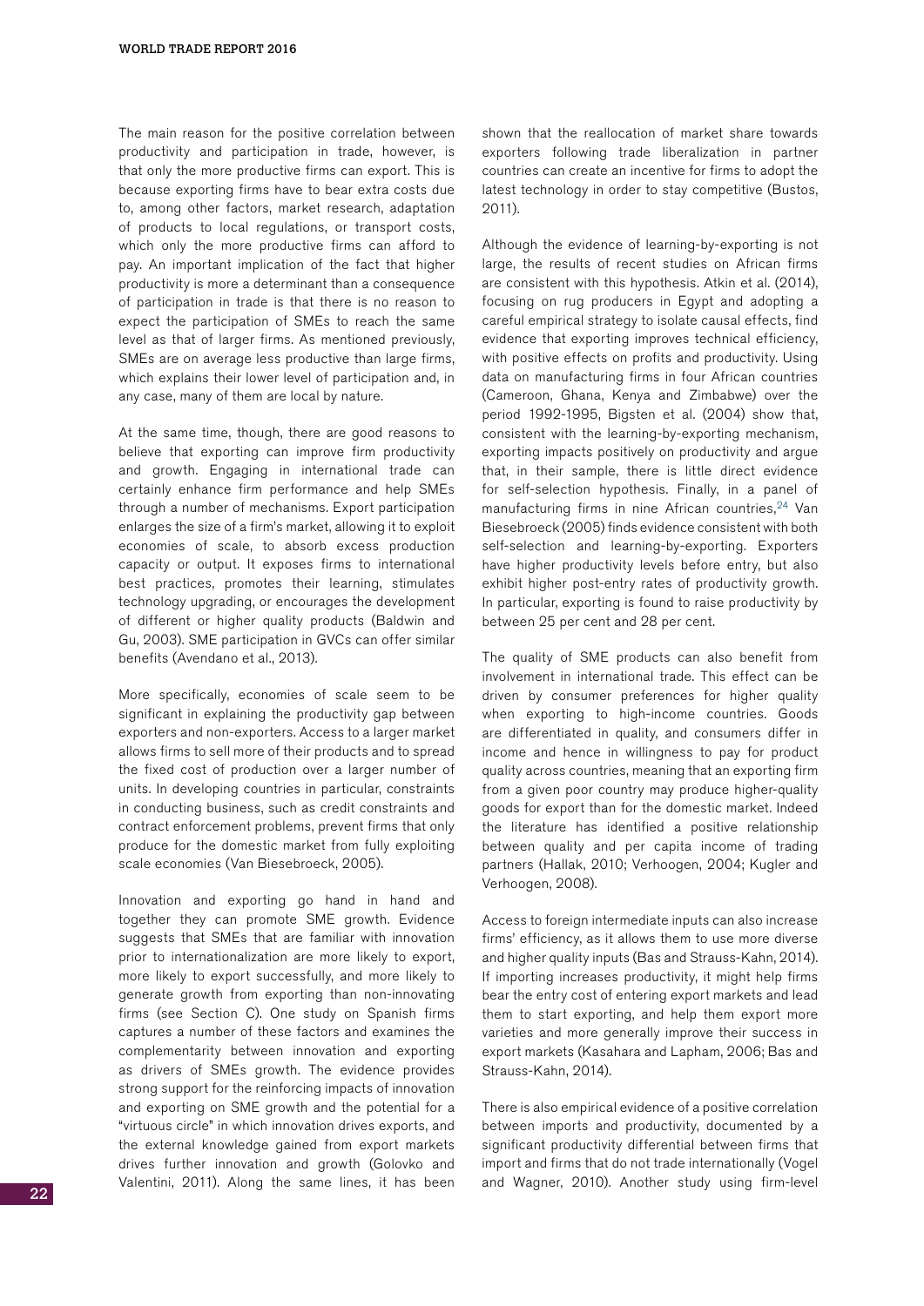The main reason for the positive correlation between productivity and participation in trade, however, is that only the more productive firms can export. This is because exporting firms have to bear extra costs due to, among other factors, market research, adaptation of products to local regulations, or transport costs, which only the more productive firms can afford to pay. An important implication of the fact that higher productivity is more a determinant than a consequence of participation in trade is that there is no reason to expect the participation of SMEs to reach the same level as that of larger firms. As mentioned previously, SMEs are on average less productive than large firms, which explains their lower level of participation and, in any case, many of them are local by nature.

At the same time, though, there are good reasons to believe that exporting can improve firm productivity and growth. Engaging in international trade can certainly enhance firm performance and help SMEs through a number of mechanisms. Export participation enlarges the size of a firm's market, allowing it to exploit economies of scale, to absorb excess production capacity or output. It exposes firms to international best practices, promotes their learning, stimulates technology upgrading, or encourages the development of different or higher quality products (Baldwin and Gu, 2003). SME participation in GVCs can offer similar benefits (Avendano et al., 2013).

More specifically, economies of scale seem to be significant in explaining the productivity gap between exporters and non-exporters. Access to a larger market allows firms to sell more of their products and to spread the fixed cost of production over a larger number of units. In developing countries in particular, constraints in conducting business, such as credit constraints and contract enforcement problems, prevent firms that only produce for the domestic market from fully exploiting scale economies (Van Biesebroeck, 2005).

Innovation and exporting go hand in hand and together they can promote SME growth. Evidence suggests that SMEs that are familiar with innovation prior to internationalization are more likely to export, more likely to export successfully, and more likely to generate growth from exporting than non-innovating firms (see Section C). One study on Spanish firms captures a number of these factors and examines the complementarity between innovation and exporting as drivers of SMEs growth. The evidence provides strong support for the reinforcing impacts of innovation and exporting on SME growth and the potential for a "virtuous circle" in which innovation drives exports, and the external knowledge gained from export markets drives further innovation and growth (Golovko and Valentini, 2011). Along the same lines, it has been shown that the reallocation of market share towards exporters following trade liberalization in partner countries can create an incentive for firms to adopt the latest technology in order to stay competitive (Bustos, 2011).

Although the evidence of learning-by-exporting is not large, the results of recent studies on African firms are consistent with this hypothesis. Atkin et al. (2014), focusing on rug producers in Egypt and adopting a careful empirical strategy to isolate causal effects, find evidence that exporting improves technical efficiency, with positive effects on profits and productivity. Using data on manufacturing firms in four African countries (Cameroon, Ghana, Kenya and Zimbabwe) over the period 1992-1995, Bigsten et al. (2004) show that, consistent with the learning-by-exporting mechanism, exporting impacts positively on productivity and argue that, in their sample, there is little direct evidence for self-selection hypothesis. Finally, in a panel of manufacturing firms in nine African countries,[24] Van Biesebroeck (2005) finds evidence consistent with both self-selection and learning-by-exporting. Exporters have higher productivity levels before entry, but also exhibit higher post-entry rates of productivity growth. In particular, exporting is found to raise productivity by between 25 per cent and 28 per cent.

The quality of SME products can also benefit from involvement in international trade. This effect can be driven by consumer preferences for higher quality when exporting to high-income countries. Goods are differentiated in quality, and consumers differ in income and hence in willingness to pay for product quality across countries, meaning that an exporting firm from a given poor country may produce higher-quality goods for export than for the domestic market. Indeed the literature has identified a positive relationship between quality and per capita income of trading partners (Hallak, 2010; Verhoogen, 2004; Kugler and Verhoogen, 2008).

Access to foreign intermediate inputs can also increase firms' efficiency, as it allows them to use more diverse and higher quality inputs (Bas and Strauss-Kahn, 2014). If importing increases productivity, it might help firms bear the entry cost of entering export markets and lead them to start exporting, and help them export more varieties and more generally improve their success in export markets (Kasahara and Lapham, 2006; Bas and Strauss-Kahn, 2014).

There is also empirical evidence of a positive correlation between imports and productivity, documented by a significant productivity differential between firms that import and firms that do not trade internationally (Vogel and Wagner, 2010). Another study using firm-level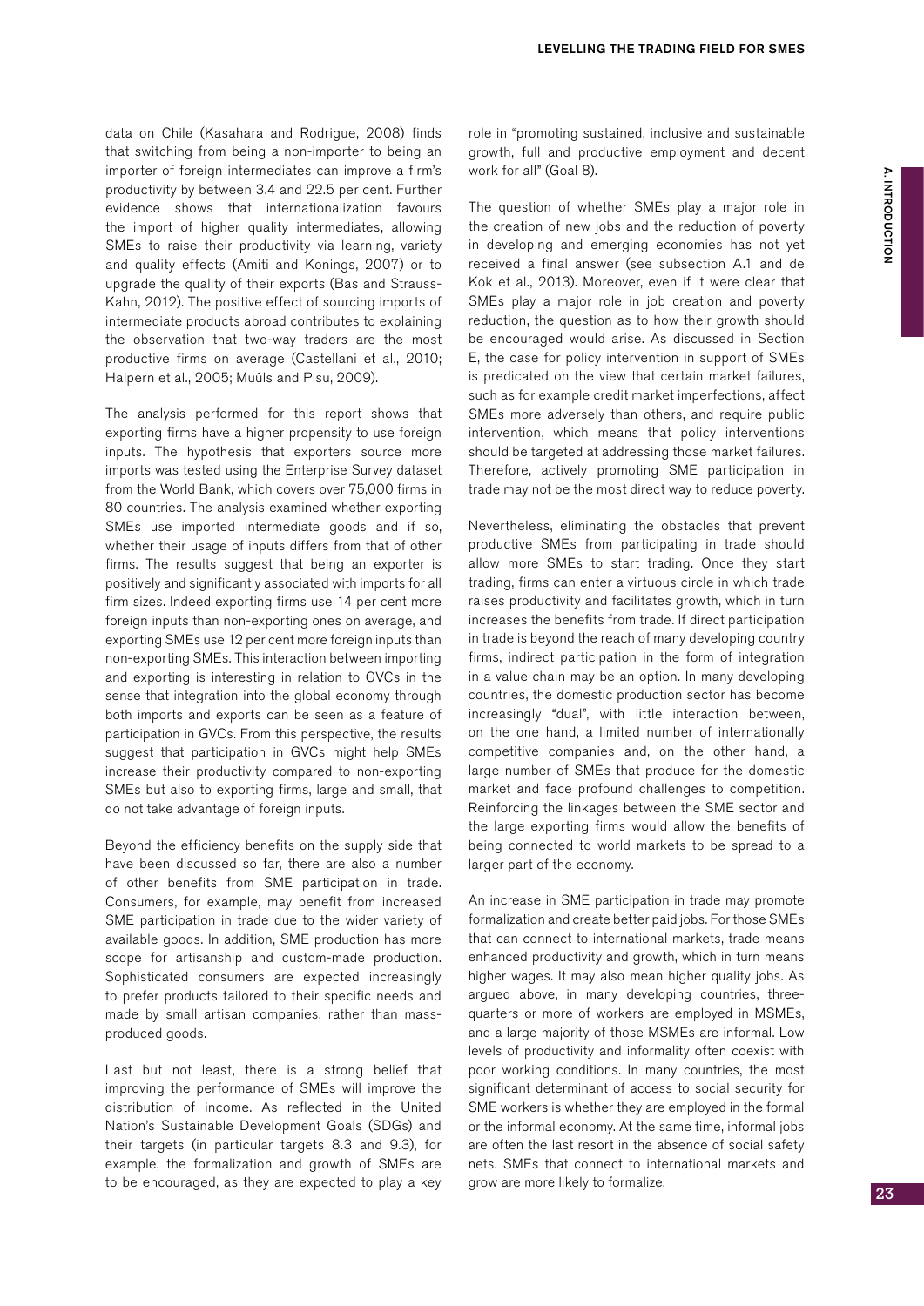data on Chile (Kasahara and Rodrigue, 2008) finds that switching from being a non-importer to being an importer of foreign intermediates can improve a firm's productivity by between 3.4 and 22.5 per cent. Further evidence shows that internationalization favours the import of higher quality intermediates, allowing SMEs to raise their productivity via learning, variety and quality effects (Amiti and Konings, 2007) or to upgrade the quality of their exports (Bas and Strauss-Kahn, 2012). The positive effect of sourcing imports of intermediate products abroad contributes to explaining the observation that two-way traders are the most productive firms on average (Castellani et al., 2010; Halpern et al., 2005; Muûls and Pisu, 2009).

The analysis performed for this report shows that exporting firms have a higher propensity to use foreign inputs. The hypothesis that exporters source more imports was tested using the Enterprise Survey dataset from the World Bank, which covers over 75,000 firms in 80 countries. The analysis examined whether exporting SMEs use imported intermediate goods and if so, whether their usage of inputs differs from that of other firms. The results suggest that being an exporter is positively and significantly associated with imports for all firm sizes. Indeed exporting firms use 14 per cent more foreign inputs than non-exporting ones on average, and exporting SMEs use 12 per cent more foreign inputs than non-exporting SMEs. This interaction between importing and exporting is interesting in relation to GVCs in the sense that integration into the global economy through both imports and exports can be seen as a feature of participation in GVCs. From this perspective, the results suggest that participation in GVCs might help SMEs increase their productivity compared to non-exporting SMEs but also to exporting firms, large and small, that do not take advantage of foreign inputs.

Beyond the efficiency benefits on the supply side that have been discussed so far, there are also a number of other benefits from SME participation in trade. Consumers, for example, may benefit from increased SME participation in trade due to the wider variety of available goods. In addition, SME production has more scope for artisanship and custom-made production. Sophisticated consumers are expected increasingly to prefer products tailored to their specific needs and made by small artisan companies, rather than mass-produced goods.

Last but not least, there is a strong belief that improving the performance of SMEs will improve the distribution of income. As reflected in the United Nation's Sustainable Development Goals (SDGs) and their targets (in particular targets 8.3 and 9.3), for example, the formalization and growth of SMEs are to be encouraged, as they are expected to play a key role in "promoting sustained, inclusive and sustainable growth, full and productive employment and decent work for all" (Goal 8).

The question of whether SMEs play a major role in the creation of new jobs and the reduction of poverty in developing and emerging economies has not yet received a final answer (see subsection A.1 and de Kok et al., 2013). Moreover, even if it were clear that SMEs play a major role in job creation and poverty reduction, the question as to how their growth should be encouraged would arise. As discussed in Section E, the case for policy intervention in support of SMEs is predicated on the view that certain market failures, such as for example credit market imperfections, affect SMEs more adversely than others, and require public intervention, which means that policy interventions should be targeted at addressing those market failures. Therefore, actively promoting SME participation in trade may not be the most direct way to reduce poverty.

Nevertheless, eliminating the obstacles that prevent productive SMEs from participating in trade should allow more SMEs to start trading. Once they start trading, firms can enter a virtuous circle in which trade raises productivity and facilitates growth, which in turn increases the benefits from trade. If direct participation in trade is beyond the reach of many developing country firms, indirect participation in the form of integration in a value chain may be an option. In many developing countries, the domestic production sector has become increasingly "dual", with little interaction between, on the one hand, a limited number of internationally competitive companies and, on the other hand, a large number of SMEs that produce for the domestic market and face profound challenges to competition. Reinforcing the linkages between the SME sector and the large exporting firms would allow the benefits of being connected to world markets to be spread to a larger part of the economy.

An increase in SME participation in trade may promote formalization and create better paid jobs. For those SMEs that can connect to international markets, trade means enhanced productivity and growth, which in turn means higher wages. It may also mean higher quality jobs. As argued above, in many developing countries, three-quarters or more of workers are employed in MSMEs, and a large majority of those MSMEs are informal. Low levels of productivity and informality often coexist with poor working conditions. In many countries, the most significant determinant of access to social security for SME workers is whether they are employed in the formal or the informal economy. At the same time, informal jobs are often the last resort in the absence of social safety nets. SMEs that connect to international markets and grow are more likely to formalize.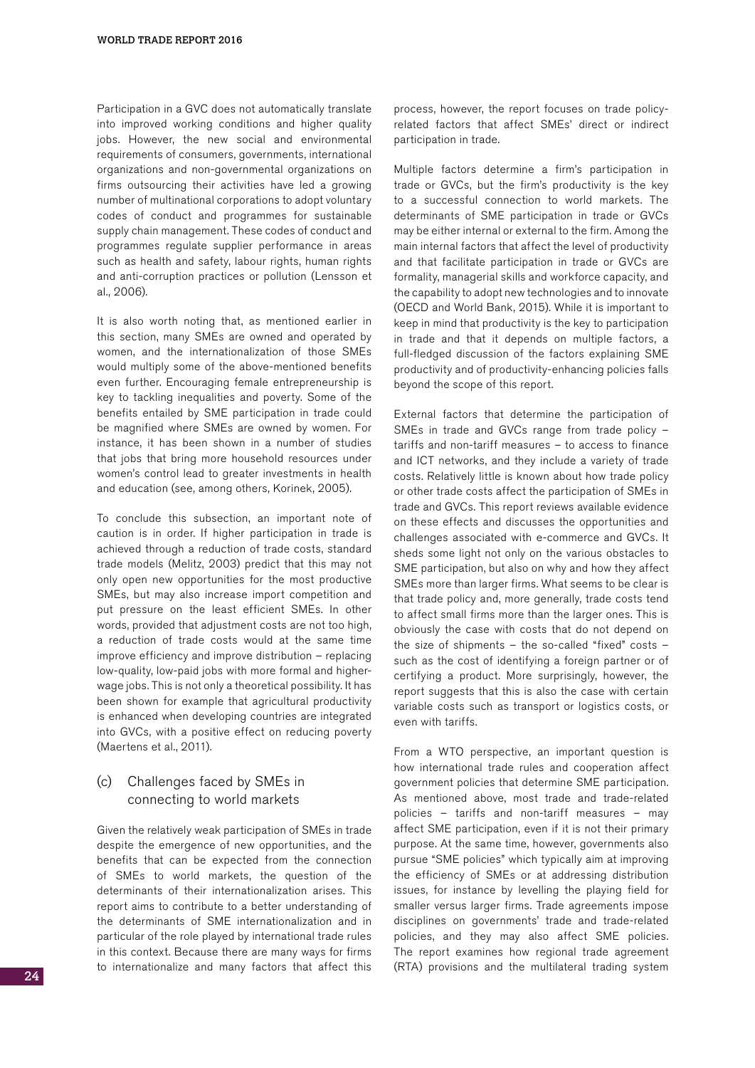Participation in a GVC does not automatically translate into improved working conditions and higher quality jobs. However, the new social and environmental requirements of consumers, governments, international organizations and non-governmental organizations on firms outsourcing their activities have led a growing number of multinational corporations to adopt voluntary codes of conduct and programmes for sustainable supply chain management. These codes of conduct and programmes regulate supplier performance in areas such as health and safety, labour rights, human rights and anti-corruption practices or pollution (Lensson et al., 2006).

It is also worth noting that, as mentioned earlier in this section, many SMEs are owned and operated by women, and the internationalization of those SMEs would multiply some of the above-mentioned benefits even further. Encouraging female entrepreneurship is key to tackling inequalities and poverty. Some of the benefits entailed by SME participation in trade could be magnified where SMEs are owned by women. For instance, it has been shown in a number of studies that jobs that bring more household resources under women's control lead to greater investments in health and education (see, among others, Korinek, 2005).

To conclude this subsection, an important note of caution is in order. If higher participation in trade is achieved through a reduction of trade costs, standard trade models (Melitz, 2003) predict that this may not only open new opportunities for the most productive SMEs, but may also increase import competition and put pressure on the least efficient SMEs. In other words, provided that adjustment costs are not too high, a reduction of trade costs would at the same time improve efficiency and improve distribution – replacing low-quality, low-paid jobs with more formal and higher-wage jobs. This is not only a theoretical possibility. It has been shown for example that agricultural productivity is enhanced when developing countries are integrated into GVCs, with a positive effect on reducing poverty (Maertens et al., 2011).

### (c) Challenges faced by SMEs in connecting to world markets

Given the relatively weak participation of SMEs in trade despite the emergence of new opportunities, and the benefits that can be expected from the connection of SMEs to world markets, the question of the determinants of their internationalization arises. This report aims to contribute to a better understanding of the determinants of SME internationalization and in particular of the role played by international trade rules in this context. Because there are many ways for firms to internationalize and many factors that affect this process, however, the report focuses on trade policy-related factors that affect SMEs' direct or indirect participation in trade.

Multiple factors determine a firm's participation in trade or GVCs, but the firm's productivity is the key to a successful connection to world markets. The determinants of SME participation in trade or GVCs may be either internal or external to the firm. Among the main internal factors that affect the level of productivity and that facilitate participation in trade or GVCs are formality, managerial skills and workforce capacity, and the capability to adopt new technologies and to innovate (OECD and World Bank, 2015). While it is important to keep in mind that productivity is the key to participation in trade and that it depends on multiple factors, a full-fledged discussion of the factors explaining SME productivity and of productivity-enhancing policies falls beyond the scope of this report.

External factors that determine the participation of SMEs in trade and GVCs range from trade policy – tariffs and non-tariff measures – to access to finance and ICT networks, and they include a variety of trade costs. Relatively little is known about how trade policy or other trade costs affect the participation of SMEs in trade and GVCs. This report reviews available evidence on these effects and discusses the opportunities and challenges associated with e-commerce and GVCs. It sheds some light not only on the various obstacles to SME participation, but also on why and how they affect SMEs more than larger firms. What seems to be clear is that trade policy and, more generally, trade costs tend to affect small firms more than the larger ones. This is obviously the case with costs that do not depend on the size of shipments – the so-called "fixed" costs – such as the cost of identifying a foreign partner or of certifying a product. More surprisingly, however, the report suggests that this is also the case with certain variable costs such as transport or logistics costs, or even with tariffs.

From a WTO perspective, an important question is how international trade rules and cooperation affect government policies that determine SME participation. As mentioned above, most trade and trade-related policies – tariffs and non-tariff measures – may affect SME participation, even if it is not their primary purpose. At the same time, however, governments also pursue "SME policies" which typically aim at improving the efficiency of SMEs or at addressing distribution issues, for instance by levelling the playing field for smaller versus larger firms. Trade agreements impose disciplines on governments' trade and trade-related policies, and they may also affect SME policies. The report examines how regional trade agreement (RTA) provisions and the multilateral trading system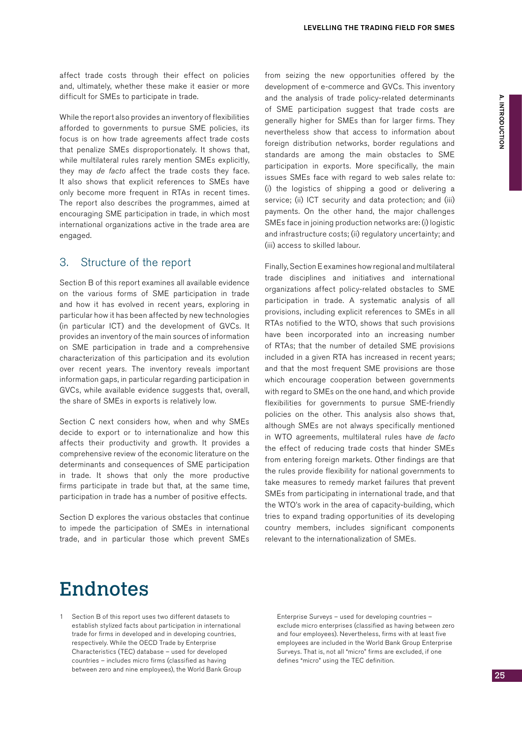affect trade costs through their effect on policies and, ultimately, whether these make it easier or more difficult for SMEs to participate in trade.

While the report also provides an inventory of flexibilities afforded to governments to pursue SME policies, its focus is on how trade agreements affect trade costs that penalize SMEs disproportionately. It shows that, while multilateral rules rarely mention SMEs explicitly, they may *de facto* affect the trade costs they face. It also shows that explicit references to SMEs have only become more frequent in RTAs in recent times. The report also describes the programmes, aimed at encouraging SME participation in trade, in which most international organizations active in the trade area are engaged.

## 3. Structure of the report

Section B of this report examines all available evidence on the various forms of SME participation in trade and how it has evolved in recent years, exploring in particular how it has been affected by new technologies (in particular ICT) and the development of GVCs. It provides an inventory of the main sources of information on SME participation in trade and a comprehensive characterization of this participation and its evolution over recent years. The inventory reveals important information gaps, in particular regarding participation in GVCs, while available evidence suggests that, overall, the share of SMEs in exports is relatively low.

Section C next considers how, when and why SMEs decide to export or to internationalize and how this affects their productivity and growth. It provides a comprehensive review of the economic literature on the determinants and consequences of SME participation in trade. It shows that only the more productive firms participate in trade but that, at the same time, participation in trade has a number of positive effects.

Section D explores the various obstacles that continue to impede the participation of SMEs in international trade, and in particular those which prevent SMEs from seizing the new opportunities offered by the development of e-commerce and GVCs. This inventory and the analysis of trade policy-related determinants of SME participation suggest that trade costs are generally higher for SMEs than for larger firms. They nevertheless show that access to information about foreign distribution networks, border regulations and standards are among the main obstacles to SME participation in exports. More specifically, the main issues SMEs face with regard to web sales relate to: (i) the logistics of shipping a good or delivering a service; (ii) ICT security and data protection; and (iii) payments. On the other hand, the major challenges SMEs face in joining production networks are: (i) logistic and infrastructure costs; (ii) regulatory uncertainty; and (iii) access to skilled labour.

Finally, Section E examines how regional and multilateral trade disciplines and initiatives and international organizations affect policy-related obstacles to SME participation in trade. A systematic analysis of all provisions, including explicit references to SMEs in all RTAs notified to the WTO, shows that such provisions have been incorporated into an increasing number of RTAs; that the number of detailed SME provisions included in a given RTA has increased in recent years; and that the most frequent SME provisions are those which encourage cooperation between governments with regard to SMEs on the one hand, and which provide flexibilities for governments to pursue SME-friendly policies on the other. This analysis also shows that, although SMEs are not always specifically mentioned in WTO agreements, multilateral rules have *de facto* the effect of reducing trade costs that hinder SMEs from entering foreign markets. Other findings are that the rules provide flexibility for national governments to take measures to remedy market failures that prevent SMEs from participating in international trade, and that the WTO's work in the area of capacity-building, which tries to expand trading opportunities of its developing country members, includes significant components relevant to the internationalization of SMEs.

# Endnotes

1 Section B of this report uses two different datasets to establish stylized facts about participation in international trade for firms in developed and in developing countries, respectively. While the OECD Trade by Enterprise Characteristics (TEC) database – used for developed countries – includes micro firms (classified as having between zero and nine employees), the World Bank Group Enterprise Surveys – used for developing countries – exclude micro enterprises (classified as having between zero and four employees). Nevertheless, firms with at least five employees are included in the World Bank Group Enterprise Surveys. That is, not all "micro" firms are excluded, if one defines "micro" using the TEC definition.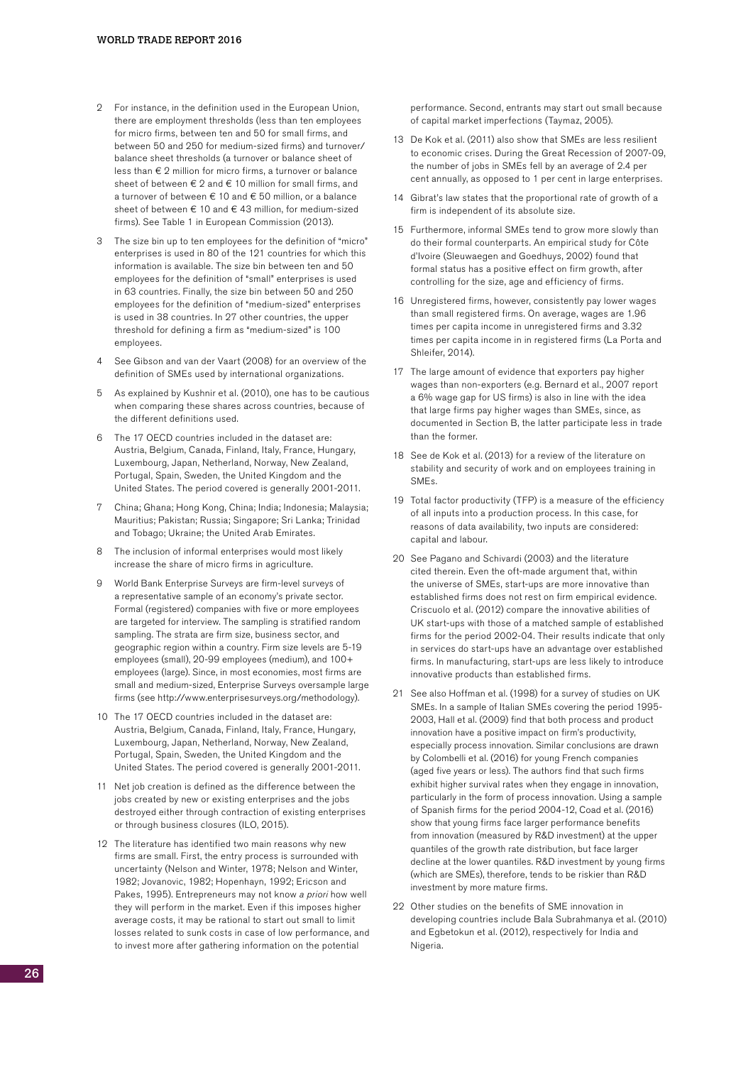2 For instance, in the definition used in the European Union, there are employment thresholds (less than ten employees for micro firms, between ten and 50 for small firms, and between 50 and 250 for medium-sized firms) and turnover/balance sheet thresholds (a turnover or balance sheet of less than € 2 million for micro firms, a turnover or balance sheet of between € 2 and € 10 million for small firms, and a turnover of between € 10 and € 50 million, or a balance sheet of between € 10 and € 43 million, for medium-sized firms). See Table 1 in European Commission (2013).

3 The size bin up to ten employees for the definition of "micro" enterprises is used in 80 of the 121 countries for which this information is available. The size bin between ten and 50 employees for the definition of "small" enterprises is used in 63 countries. Finally, the size bin between 50 and 250 employees for the definition of "medium-sized" enterprises is used in 38 countries. In 27 other countries, the upper threshold for defining a firm as "medium-sized" is 100 employees.

4 See Gibson and van der Vaart (2008) for an overview of the definition of SMEs used by international organizations.

5 As explained by Kushnir et al. (2010), one has to be cautious when comparing these shares across countries, because of the different definitions used.

6 The 17 OECD countries included in the dataset are: Austria, Belgium, Canada, Finland, Italy, France, Hungary, Luxembourg, Japan, Netherland, Norway, New Zealand, Portugal, Spain, Sweden, the United Kingdom and the United States. The period covered is generally 2001-2011.

7 China; Ghana; Hong Kong, China; India; Indonesia; Malaysia; Mauritius; Pakistan; Russia; Singapore; Sri Lanka; Trinidad and Tobago; Ukraine; the United Arab Emirates.

8 The inclusion of informal enterprises would most likely increase the share of micro firms in agriculture.

9 World Bank Enterprise Surveys are firm-level surveys of a representative sample of an economy's private sector. Formal (registered) companies with five or more employees are targeted for interview. The sampling is stratified random sampling. The strata are firm size, business sector, and geographic region within a country. Firm size levels are 5-19 employees (small), 20-99 employees (medium), and 100+ employees (large). Since, in most economies, most firms are small and medium-sized, Enterprise Surveys oversample large firms (see http://www.enterprisesurveys.org/methodology).

10 The 17 OECD countries included in the dataset are: Austria, Belgium, Canada, Finland, Italy, France, Hungary, Luxembourg, Japan, Netherland, Norway, New Zealand, Portugal, Spain, Sweden, the United Kingdom and the United States. The period covered is generally 2001-2011.

11 Net job creation is defined as the difference between the jobs created by new or existing enterprises and the jobs destroyed either through contraction of existing enterprises or through business closures (ILO, 2015).

12 The literature has identified two main reasons why new firms are small. First, the entry process is surrounded with uncertainty (Nelson and Winter, 1978; Nelson and Winter, 1982; Jovanovic, 1982; Hopenhayn, 1992; Ericson and Pakes, 1995). Entrepreneurs may not know *a priori* how well they will perform in the market. Even if this imposes higher average costs, it may be rational to start out small to limit losses related to sunk costs in case of low performance, and to invest more after gathering information on the potential performance. Second, entrants may start out small because of capital market imperfections (Taymaz, 2005).

13 De Kok et al. (2011) also show that SMEs are less resilient to economic crises. During the Great Recession of 2007-09, the number of jobs in SMEs fell by an average of 2.4 per cent annually, as opposed to 1 per cent in large enterprises.

14 Gibrat's law states that the proportional rate of growth of a firm is independent of its absolute size.

15 Furthermore, informal SMEs tend to grow more slowly than do their formal counterparts. An empirical study for Côte d'Ivoire (Sleuwaegen and Goedhuys, 2002) found that formal status has a positive effect on firm growth, after controlling for the size, age and efficiency of firms.

16 Unregistered firms, however, consistently pay lower wages than small registered firms. On average, wages are 1.96 times per capita income in unregistered firms and 3.32 times per capita income in in registered firms (La Porta and Shleifer, 2014).

17 The large amount of evidence that exporters pay higher wages than non-exporters (e.g. Bernard et al., 2007 report a 6% wage gap for US firms) is also in line with the idea that large firms pay higher wages than SMEs, since, as documented in Section B, the latter participate less in trade than the former.

18 See de Kok et al. (2013) for a review of the literature on stability and security of work and on employees training in SMEs.

19 Total factor productivity (TFP) is a measure of the efficiency of all inputs into a production process. In this case, for reasons of data availability, two inputs are considered: capital and labour.

20 See Pagano and Schivardi (2003) and the literature cited therein. Even the oft-made argument that, within the universe of SMEs, start-ups are more innovative than established firms does not rest on firm empirical evidence. Criscuolo et al. (2012) compare the innovative abilities of UK start-ups with those of a matched sample of established firms for the period 2002-04. Their results indicate that only in services do start-ups have an advantage over established firms. In manufacturing, start-ups are less likely to introduce innovative products than established firms.

21 See also Hoffman et al. (1998) for a survey of studies on UK SMEs. In a sample of Italian SMEs covering the period 1995-2003, Hall et al. (2009) find that both process and product innovation have a positive impact on firm's productivity, especially process innovation. Similar conclusions are drawn by Colombelli et al. (2016) for young French companies (aged five years or less). The authors find that such firms exhibit higher survival rates when they engage in innovation, particularly in the form of process innovation. Using a sample of Spanish firms for the period 2004-12, Coad et al. (2016) show that young firms face larger performance benefits from innovation (measured by R&D investment) at the upper quantiles of the growth rate distribution, but face larger decline at the lower quantiles. R&D investment by young firms (which are SMEs), therefore, tends to be riskier than R&D investment by more mature firms.

22 Other studies on the benefits of SME innovation in developing countries include Bala Subrahmanya et al. (2010) and Egbetokun et al. (2012), respectively for India and Nigeria.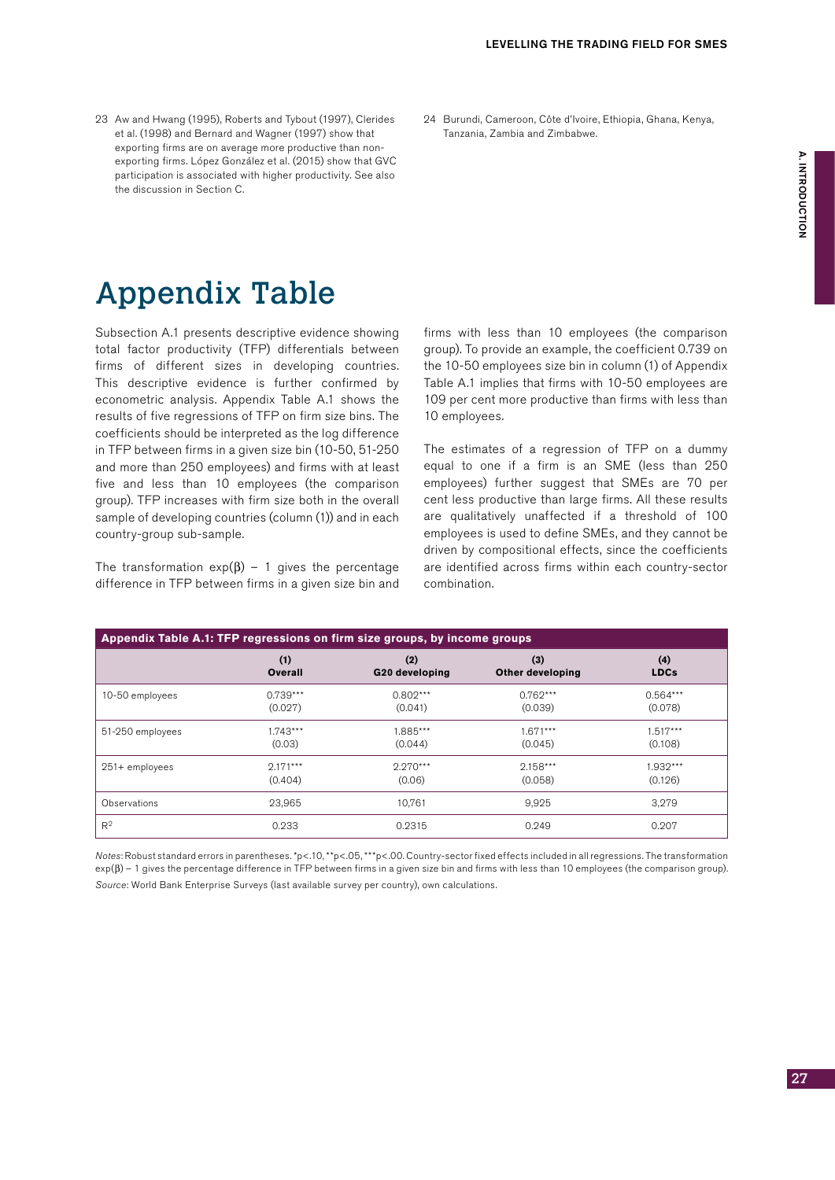23 Aw and Hwang (1995), Roberts and Tybout (1997), Clerides et al. (1998) and Bernard and Wagner (1997) show that exporting firms are on average more productive than non-exporting firms. López González et al. (2015) show that GVC participation is associated with higher productivity. See also the discussion in Section C.

24 Burundi, Cameroon, Côte d'Ivoire, Ethiopia, Ghana, Kenya, Tanzania, Zambia and Zimbabwe.

# Appendix Table

Subsection A.1 presents descriptive evidence showing total factor productivity (TFP) differentials between firms of different sizes in developing countries. This descriptive evidence is further confirmed by econometric analysis. Appendix Table A.1 shows the results of five regressions of TFP on firm size bins. The coefficients should be interpreted as the log difference in TFP between firms in a given size bin (10-50, 51-250 and more than 250 employees) and firms with at least five and less than 10 employees (the comparison group). TFP increases with firm size both in the overall sample of developing countries (column (1)) and in each country-group sub-sample.

The transformation $\exp(\beta) - 1$ gives the percentage difference in TFP between firms in a given size bin and firms with less than 10 employees (the comparison group). To provide an example, the coefficient 0.739 on the 10-50 employees size bin in column (1) of Appendix Table A.1 implies that firms with 10-50 employees are 109 per cent more productive than firms with less than 10 employees.

The estimates of a regression of TFP on a dummy equal to one if a firm is an SME (less than 250 employees) further suggest that SMEs are 70 per cent less productive than large firms. All these results are qualitatively unaffected if a threshold of 100 employees is used to define SMEs, and they cannot be driven by compositional effects, since the coefficients are identified across firms within each country-sector combination.

**Appendix Table A.1: TFP regressions on firm size groups, by income groups**

| | (1) Overall | (2) G20 developing | (3) Other developing | (4) LDCs |
|---|---|---|---|---|
| 10-50 employees | 0.739*** (0.027) | 0.802*** (0.041) | 0.762*** (0.039) | 0.564*** (0.078) |
| 51-250 employees | 1.743*** (0.03) | 1.885*** (0.044) | 1.671*** (0.045) | 1.517*** (0.108) |
| 251+ employees | 2.171*** (0.404) | 2.270*** (0.06) | 2.158*** (0.058) | 1.932*** (0.126) |
| Observations | 23,965 | 10,761 | 9,925 | 3,279 |
| $R^2$ | 0.233 | 0.2315 | 0.249 | 0.207 |

*Notes*: Robust standard errors in parentheses. *p<.10, **p<.05, ***p<.00. Country-sector fixed effects included in all regressions. The transformation $\exp(\beta) - 1$ gives the percentage difference in TFP between firms in a given size bin and firms with less than 10 employees (the comparison group).

*Source*: World Bank Enterprise Surveys (last available survey per country), own calculations.